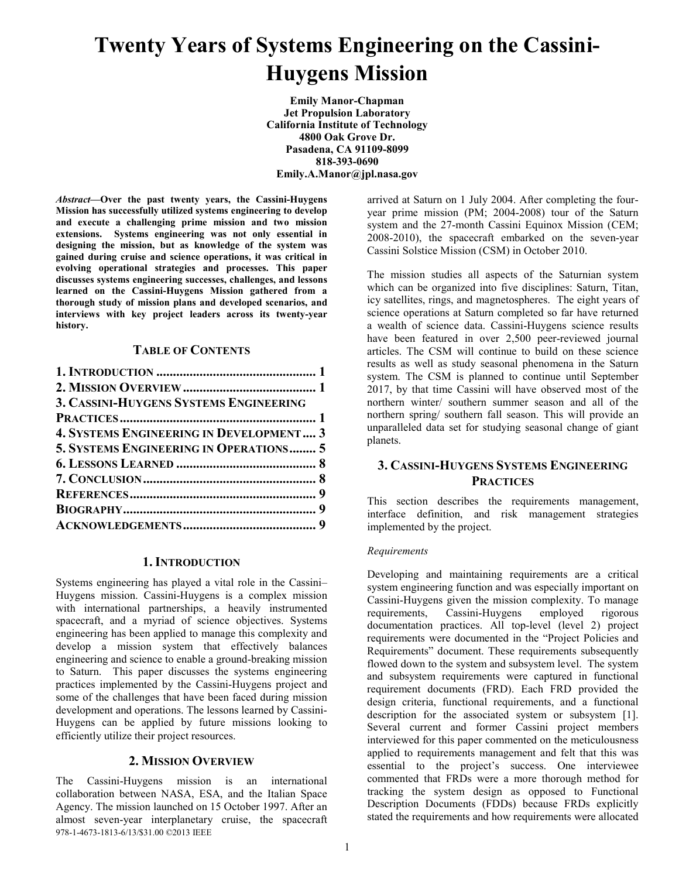# Twenty Years of Systems Engineering on the Cassini-Huygens Mission

**Emily Manor-Chapman**
**Jet Propulsion Laboratory**
**California Institute of Technology**
**4800 Oak Grove Dr.**
**Pasadena, CA 91109-8099**
**818-393-0690**
**Emily.A.Manor@jpl.nasa.gov**

***Abstract*—Over the past twenty years, the Cassini-Huygens Mission has successfully utilized systems engineering to develop and execute a challenging prime mission and two mission extensions. Systems engineering was not only essential in designing the mission, but as knowledge of the system was gained during cruise and science operations, it was critical in evolving operational strategies and processes. This paper discusses systems engineering successes, challenges, and lessons learned on the Cassini-Huygens Mission gathered from a thorough study of mission plans and developed scenarios, and interviews with key project leaders across its twenty-year history.**

## TABLE OF CONTENTS

**1. INTRODUCTION ................................................ 1**
**2. MISSION OVERVIEW ........................................ 1**
**3. CASSINI-HUYGENS SYSTEMS ENGINEERING PRACTICES .......................................................... 1**
**4. SYSTEMS ENGINEERING IN DEVELOPMENT .... 3**
**5. SYSTEMS ENGINEERING IN OPERATIONS........ 5**
**6. LESSONS LEARNED .......................................... 8**
**7. CONCLUSION.................................................... 8**
**REFERENCES....................................................... 9**
**BIOGRAPHY......................................................... 9**
**ACKNOWLEDGEMENTS ....................................... 9**

## 1. INTRODUCTION

Systems engineering has played a vital role in the Cassini–Huygens mission. Cassini-Huygens is a complex mission with international partnerships, a heavily instrumented spacecraft, and a myriad of science objectives. Systems engineering has been applied to manage this complexity and develop a mission system that effectively balances engineering and science to enable a ground-breaking mission to Saturn. This paper discusses the systems engineering practices implemented by the Cassini-Huygens project and some of the challenges that have been faced during mission development and operations. The lessons learned by Cassini-Huygens can be applied by future missions looking to efficiently utilize their project resources.

## 2. MISSION OVERVIEW

The Cassini-Huygens mission is an international collaboration between NASA, ESA, and the Italian Space Agency. The mission launched on 15 October 1997. After an almost seven-year interplanetary cruise, the spacecraft arrived at Saturn on 1 July 2004. After completing the four-year prime mission (PM; 2004-2008) tour of the Saturn system and the 27-month Cassini Equinox Mission (CEM; 2008-2010), the spacecraft embarked on the seven-year Cassini Solstice Mission (CSM) in October 2010.

978-1-4673-1813-6/13/$31.00 ©2013 IEEE

The mission studies all aspects of the Saturnian system which can be organized into five disciplines: Saturn, Titan, icy satellites, rings, and magnetospheres. The eight years of science operations at Saturn completed so far have returned a wealth of science data. Cassini-Huygens science results have been featured in over 2,500 peer-reviewed journal articles. The CSM will continue to build on these science results as well as study seasonal phenomena in the Saturn system. The CSM is planned to continue until September 2017, by that time Cassini will have observed most of the northern winter/ southern summer season and all of the northern spring/ southern fall season. This will provide an unparalleled data set for studying seasonal change of giant planets.

## 3. CASSINI-HUYGENS SYSTEMS ENGINEERING PRACTICES

This section describes the requirements management, interface definition, and risk management strategies implemented by the project.

### *Requirements*

Developing and maintaining requirements are a critical system engineering function and was especially important on Cassini-Huygens given the mission complexity. To manage requirements, Cassini-Huygens employed rigorous documentation practices. All top-level (level 2) project requirements were documented in the "Project Policies and Requirements" document. These requirements subsequently flowed down to the system and subsystem level. The system and subsystem requirements were captured in functional requirement documents (FRD). Each FRD provided the design criteria, functional requirements, and a functional description for the associated system or subsystem [1]. Several current and former Cassini project members interviewed for this paper commented on the meticulousness applied to requirements management and felt that this was essential to the project's success. One interviewee commented that FRDs were a more thorough method for tracking the system design as opposed to Functional Description Documents (FDDs) because FRDs explicitly stated the requirements and how requirements were allocated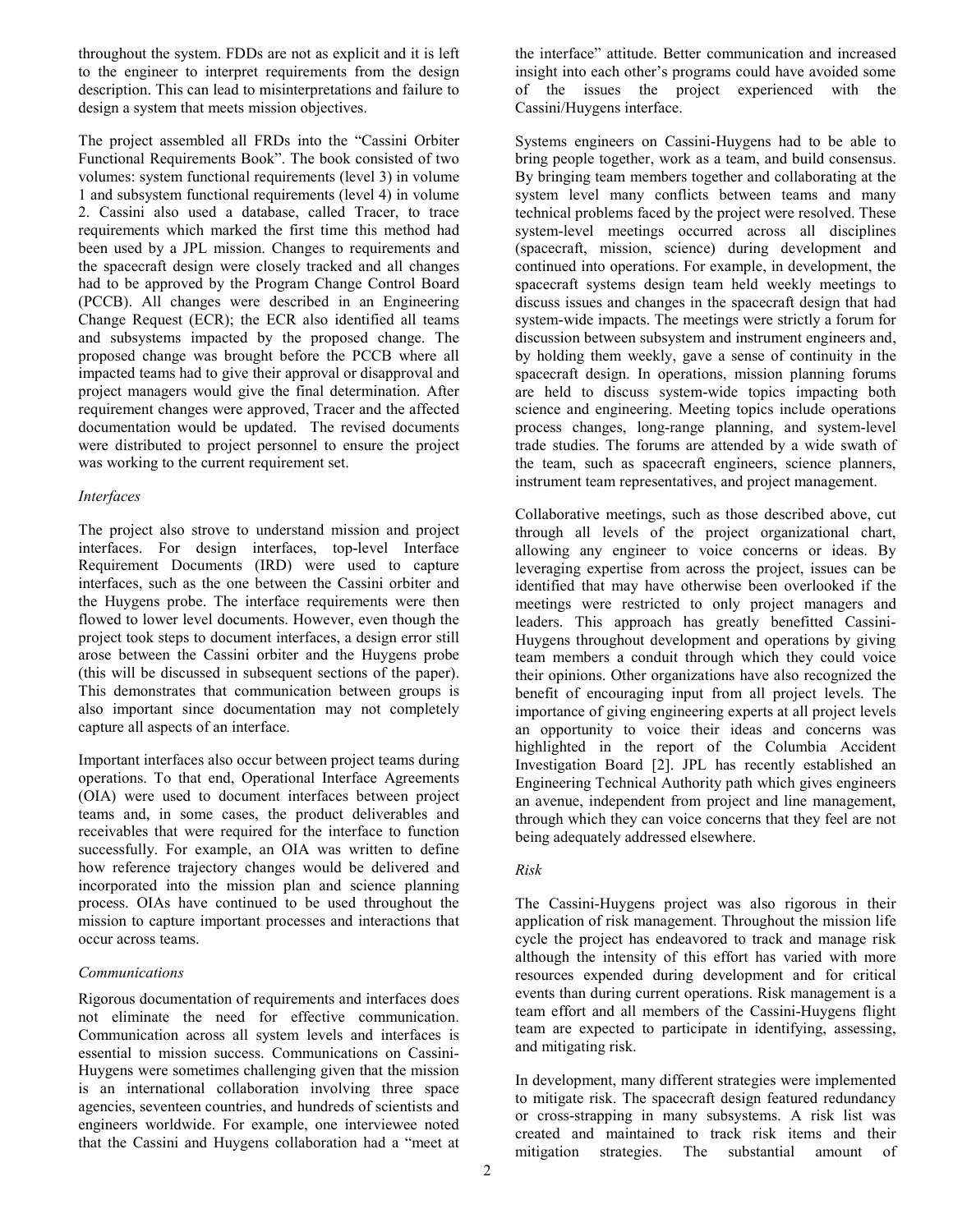throughout the system. FDDs are not as explicit and it is left to the engineer to interpret requirements from the design description. This can lead to misinterpretations and failure to design a system that meets mission objectives.

The project assembled all FRDs into the "Cassini Orbiter Functional Requirements Book". The book consisted of two volumes: system functional requirements (level 3) in volume 1 and subsystem functional requirements (level 4) in volume 2. Cassini also used a database, called Tracer, to trace requirements which marked the first time this method had been used by a JPL mission. Changes to requirements and the spacecraft design were closely tracked and all changes had to be approved by the Program Change Control Board (PCCB). All changes were described in an Engineering Change Request (ECR); the ECR also identified all teams and subsystems impacted by the proposed change. The proposed change was brought before the PCCB where all impacted teams had to give their approval or disapproval and project managers would give the final determination. After requirement changes were approved, Tracer and the affected documentation would be updated. The revised documents were distributed to project personnel to ensure the project was working to the current requirement set.

*Interfaces*

The project also strove to understand mission and project interfaces. For design interfaces, top-level Interface Requirement Documents (IRD) were used to capture interfaces, such as the one between the Cassini orbiter and the Huygens probe. The interface requirements were then flowed to lower level documents. However, even though the project took steps to document interfaces, a design error still arose between the Cassini orbiter and the Huygens probe (this will be discussed in subsequent sections of the paper). This demonstrates that communication between groups is also important since documentation may not completely capture all aspects of an interface.

Important interfaces also occur between project teams during operations. To that end, Operational Interface Agreements (OIA) were used to document interfaces between project teams and, in some cases, the product deliverables and receivables that were required for the interface to function successfully. For example, an OIA was written to define how reference trajectory changes would be delivered and incorporated into the mission plan and science planning process. OIAs have continued to be used throughout the mission to capture important processes and interactions that occur across teams.

*Communications*

Rigorous documentation of requirements and interfaces does not eliminate the need for effective communication. Communication across all system levels and interfaces is essential to mission success. Communications on Cassini-Huygens were sometimes challenging given that the mission is an international collaboration involving three space agencies, seventeen countries, and hundreds of scientists and engineers worldwide. For example, one interviewee noted that the Cassini and Huygens collaboration had a "meet at the interface" attitude. Better communication and increased insight into each other's programs could have avoided some of the issues the project experienced with the Cassini/Huygens interface.

Systems engineers on Cassini-Huygens had to be able to bring people together, work as a team, and build consensus. By bringing team members together and collaborating at the system level many conflicts between teams and many technical problems faced by the project were resolved. These system-level meetings occurred across all disciplines (spacecraft, mission, science) during development and continued into operations. For example, in development, the spacecraft systems design team held weekly meetings to discuss issues and changes in the spacecraft design that had system-wide impacts. The meetings were strictly a forum for discussion between subsystem and instrument engineers and, by holding them weekly, gave a sense of continuity in the spacecraft design. In operations, mission planning forums are held to discuss system-wide topics impacting both science and engineering. Meeting topics include operations process changes, long-range planning, and system-level trade studies. The forums are attended by a wide swath of the team, such as spacecraft engineers, science planners, instrument team representatives, and project management.

Collaborative meetings, such as those described above, cut through all levels of the project organizational chart, allowing any engineer to voice concerns or ideas. By leveraging expertise from across the project, issues can be identified that may have otherwise been overlooked if the meetings were restricted to only project managers and leaders. This approach has greatly benefitted Cassini-Huygens throughout development and operations by giving team members a conduit through which they could voice their opinions. Other organizations have also recognized the benefit of encouraging input from all project levels. The importance of giving engineering experts at all project levels an opportunity to voice their ideas and concerns was highlighted in the report of the Columbia Accident Investigation Board [2]. JPL has recently established an Engineering Technical Authority path which gives engineers an avenue, independent from project and line management, through which they can voice concerns that they feel are not being adequately addressed elsewhere.

*Risk*

The Cassini-Huygens project was also rigorous in their application of risk management. Throughout the mission life cycle the project has endeavored to track and manage risk although the intensity of this effort has varied with more resources expended during development and for critical events than during current operations. Risk management is a team effort and all members of the Cassini-Huygens flight team are expected to participate in identifying, assessing, and mitigating risk.

In development, many different strategies were implemented to mitigate risk. The spacecraft design featured redundancy or cross-strapping in many subsystems. A risk list was created and maintained to track risk items and their mitigation strategies. The substantial amount of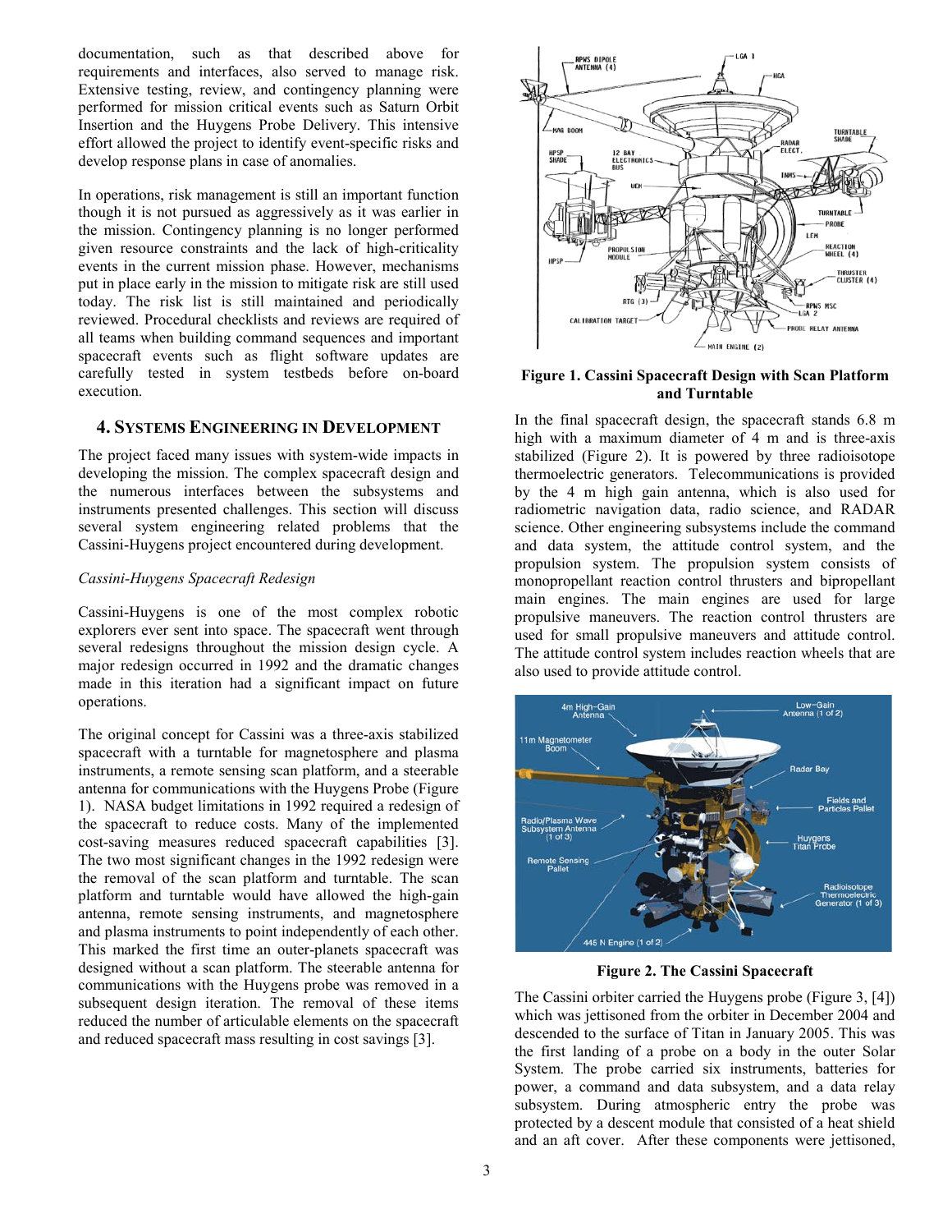documentation, such as that described above for requirements and interfaces, also served to manage risk. Extensive testing, review, and contingency planning were performed for mission critical events such as Saturn Orbit Insertion and the Huygens Probe Delivery. This intensive effort allowed the project to identify event-specific risks and develop response plans in case of anomalies.

In operations, risk management is still an important function though it is not pursued as aggressively as it was earlier in the mission. Contingency planning is no longer performed given resource constraints and the lack of high-criticality events in the current mission phase. However, mechanisms put in place early in the mission to mitigate risk are still used today. The risk list is still maintained and periodically reviewed. Procedural checklists and reviews are required of all teams when building command sequences and important spacecraft events such as flight software updates are carefully tested in system testbeds before on-board execution.

## 4. Systems Engineering in Development

The project faced many issues with system-wide impacts in developing the mission. The complex spacecraft design and the numerous interfaces between the subsystems and instruments presented challenges. This section will discuss several system engineering related problems that the Cassini-Huygens project encountered during development.

*Cassini-Huygens Spacecraft Redesign*

Cassini-Huygens is one of the most complex robotic explorers ever sent into space. The spacecraft went through several redesigns throughout the mission design cycle. A major redesign occurred in 1992 and the dramatic changes made in this iteration had a significant impact on future operations.

The original concept for Cassini was a three-axis stabilized spacecraft with a turntable for magnetosphere and plasma instruments, a remote sensing scan platform, and a steerable antenna for communications with the Huygens Probe (Figure 1). NASA budget limitations in 1992 required a redesign of the spacecraft to reduce costs. Many of the implemented cost-saving measures reduced spacecraft capabilities [3]. The two most significant changes in the 1992 redesign were the removal of the scan platform and turntable. The scan platform and turntable would have allowed the high-gain antenna, remote sensing instruments, and magnetosphere and plasma instruments to point independently of each other. This marked the first time an outer-planets spacecraft was designed without a scan platform. The steerable antenna for communications with the Huygens probe was removed in a subsequent design iteration. The removal of these items reduced the number of articulable elements on the spacecraft and reduced spacecraft mass resulting in cost savings [3].

**Figure 1. Cassini Spacecraft Design with Scan Platform and Turntable**

In the final spacecraft design, the spacecraft stands 6.8 m high with a maximum diameter of 4 m and is three-axis stabilized (Figure 2). It is powered by three radioisotope thermoelectric generators. Telecommunications is provided by the 4 m high gain antenna, which is also used for radiometric navigation data, radio science, and RADAR science. Other engineering subsystems include the command and data system, the attitude control system, and the propulsion system. The propulsion system consists of monopropellant reaction control thrusters and bipropellant main engines. The main engines are used for large propulsive maneuvers. The reaction control thrusters are used for small propulsive maneuvers and attitude control. The attitude control system includes reaction wheels that are also used to provide attitude control.

**Figure 2. The Cassini Spacecraft**

The Cassini orbiter carried the Huygens probe (Figure 3, [4]) which was jettisoned from the orbiter in December 2004 and descended to the surface of Titan in January 2005. This was the first landing of a probe on a body in the outer Solar System. The probe carried six instruments, batteries for power, a command and data subsystem, and a data relay subsystem. During atmospheric entry the probe was protected by a descent module that consisted of a heat shield and an aft cover. After these components were jettisoned,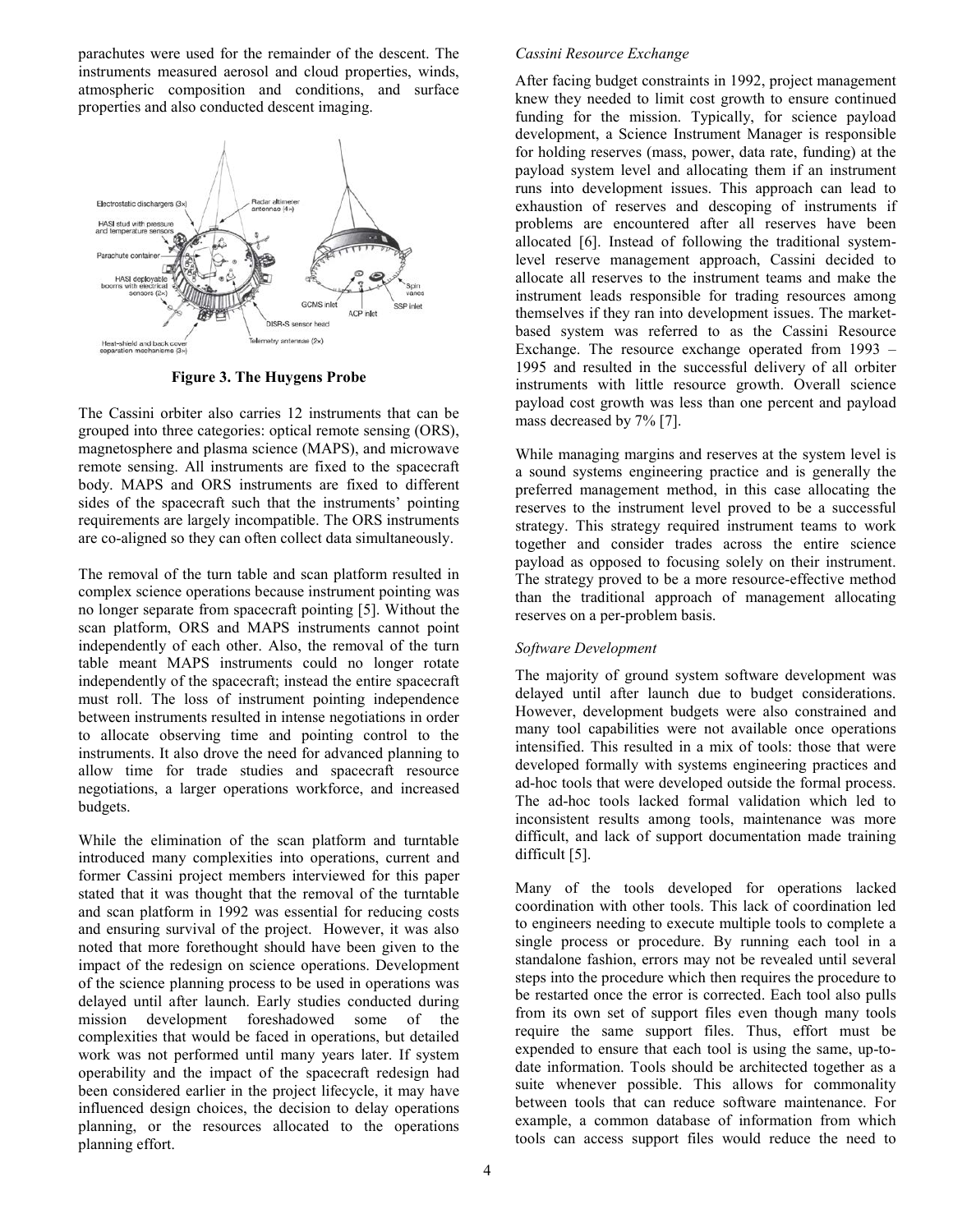parachutes were used for the remainder of the descent. The instruments measured aerosol and cloud properties, winds, atmospheric composition and conditions, and surface properties and also conducted descent imaging.

**Figure 3. The Huygens Probe**

The Cassini orbiter also carries 12 instruments that can be grouped into three categories: optical remote sensing (ORS), magnetosphere and plasma science (MAPS), and microwave remote sensing. All instruments are fixed to the spacecraft body. MAPS and ORS instruments are fixed to different sides of the spacecraft such that the instruments' pointing requirements are largely incompatible. The ORS instruments are co-aligned so they can often collect data simultaneously.

The removal of the turn table and scan platform resulted in complex science operations because instrument pointing was no longer separate from spacecraft pointing [5]. Without the scan platform, ORS and MAPS instruments cannot point independently of each other. Also, the removal of the turn table meant MAPS instruments could no longer rotate independently of the spacecraft; instead the entire spacecraft must roll. The loss of instrument pointing independence between instruments resulted in intense negotiations in order to allocate observing time and pointing control to the instruments. It also drove the need for advanced planning to allow time for trade studies and spacecraft resource negotiations, a larger operations workforce, and increased budgets.

While the elimination of the scan platform and turntable introduced many complexities into operations, current and former Cassini project members interviewed for this paper stated that it was thought that the removal of the turntable and scan platform in 1992 was essential for reducing costs and ensuring survival of the project. However, it was also noted that more forethought should have been given to the impact of the redesign on science operations. Development of the science planning process to be used in operations was delayed until after launch. Early studies conducted during mission development foreshadowed some of the complexities that would be faced in operations, but detailed work was not performed until many years later. If system operability and the impact of the spacecraft redesign had been considered earlier in the project lifecycle, it may have influenced design choices, the decision to delay operations planning, or the resources allocated to the operations planning effort.

*Cassini Resource Exchange*

After facing budget constraints in 1992, project management knew they needed to limit cost growth to ensure continued funding for the mission. Typically, for science payload development, a Science Instrument Manager is responsible for holding reserves (mass, power, data rate, funding) at the payload system level and allocating them if an instrument runs into development issues. This approach can lead to exhaustion of reserves and descoping of instruments if problems are encountered after all reserves have been allocated [6]. Instead of following the traditional system-level reserve management approach, Cassini decided to allocate all reserves to the instrument teams and make the instrument leads responsible for trading resources among themselves if they ran into development issues. The market-based system was referred to as the Cassini Resource Exchange. The resource exchange operated from 1993 – 1995 and resulted in the successful delivery of all orbiter instruments with little resource growth. Overall science payload cost growth was less than one percent and payload mass decreased by 7% [7].

While managing margins and reserves at the system level is a sound systems engineering practice and is generally the preferred management method, in this case allocating the reserves to the instrument level proved to be a successful strategy. This strategy required instrument teams to work together and consider trades across the entire science payload as opposed to focusing solely on their instrument. The strategy proved to be a more resource-effective method than the traditional approach of management allocating reserves on a per-problem basis.

*Software Development*

The majority of ground system software development was delayed until after launch due to budget considerations. However, development budgets were also constrained and many tool capabilities were not available once operations intensified. This resulted in a mix of tools: those that were developed formally with systems engineering practices and ad-hoc tools that were developed outside the formal process. The ad-hoc tools lacked formal validation which led to inconsistent results among tools, maintenance was more difficult, and lack of support documentation made training difficult [5].

Many of the tools developed for operations lacked coordination with other tools. This lack of coordination led to engineers needing to execute multiple tools to complete a single process or procedure. By running each tool in a standalone fashion, errors may not be revealed until several steps into the procedure which then requires the procedure to be restarted once the error is corrected. Each tool also pulls from its own set of support files even though many tools require the same support files. Thus, effort must be expended to ensure that each tool is using the same, up-to-date information. Tools should be architected together as a suite whenever possible. This allows for commonality between tools that can reduce software maintenance. For example, a common database of information from which tools can access support files would reduce the need to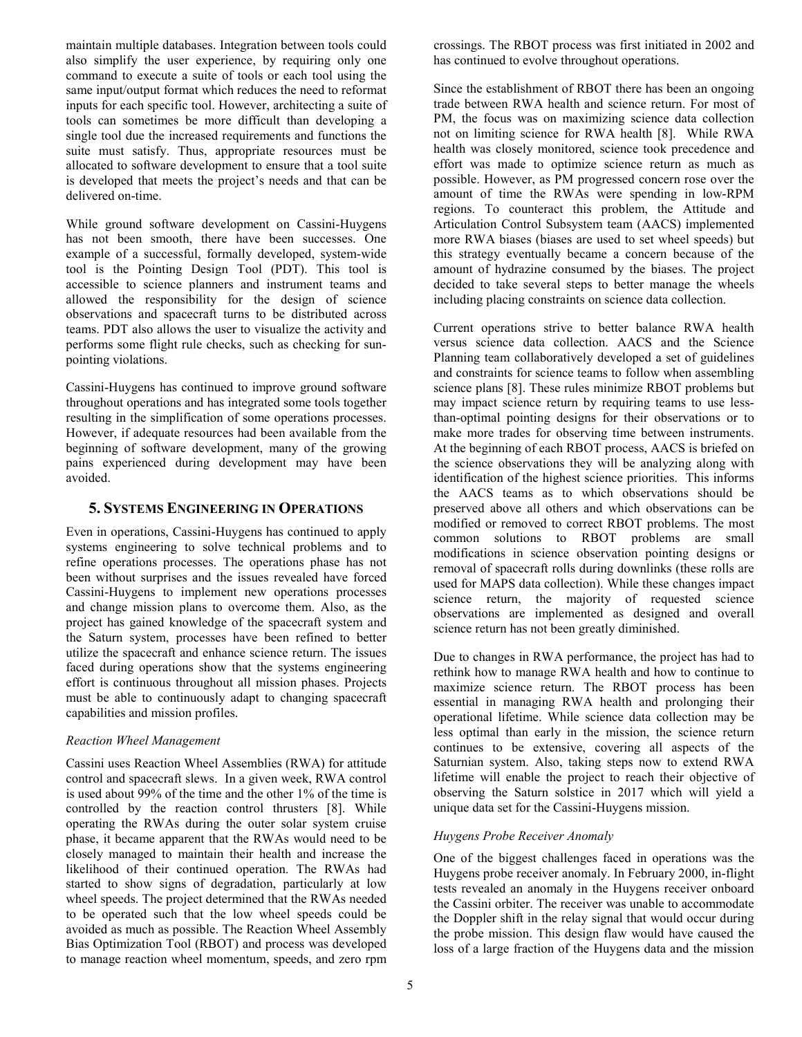maintain multiple databases. Integration between tools could also simplify the user experience, by requiring only one command to execute a suite of tools or each tool using the same input/output format which reduces the need to reformat inputs for each specific tool. However, architecting a suite of tools can sometimes be more difficult than developing a single tool due the increased requirements and functions the suite must satisfy. Thus, appropriate resources must be allocated to software development to ensure that a tool suite is developed that meets the project's needs and that can be delivered on-time.

While ground software development on Cassini-Huygens has not been smooth, there have been successes. One example of a successful, formally developed, system-wide tool is the Pointing Design Tool (PDT). This tool is accessible to science planners and instrument teams and allowed the responsibility for the design of science observations and spacecraft turns to be distributed across teams. PDT also allows the user to visualize the activity and performs some flight rule checks, such as checking for sun-pointing violations.

Cassini-Huygens has continued to improve ground software throughout operations and has integrated some tools together resulting in the simplification of some operations processes. However, if adequate resources had been available from the beginning of software development, many of the growing pains experienced during development may have been avoided.

## 5. SYSTEMS ENGINEERING IN OPERATIONS

Even in operations, Cassini-Huygens has continued to apply systems engineering to solve technical problems and to refine operations processes. The operations phase has not been without surprises and the issues revealed have forced Cassini-Huygens to implement new operations processes and change mission plans to overcome them. Also, as the project has gained knowledge of the spacecraft system and the Saturn system, processes have been refined to better utilize the spacecraft and enhance science return. The issues faced during operations show that the systems engineering effort is continuous throughout all mission phases. Projects must be able to continuously adapt to changing spacecraft capabilities and mission profiles.

### *Reaction Wheel Management*

Cassini uses Reaction Wheel Assemblies (RWA) for attitude control and spacecraft slews. In a given week, RWA control is used about 99% of the time and the other 1% of the time is controlled by the reaction control thrusters [8]. While operating the RWAs during the outer solar system cruise phase, it became apparent that the RWAs would need to be closely managed to maintain their health and increase the likelihood of their continued operation. The RWAs had started to show signs of degradation, particularly at low wheel speeds. The project determined that the RWAs needed to be operated such that the low wheel speeds could be avoided as much as possible. The Reaction Wheel Assembly Bias Optimization Tool (RBOT) and process was developed to manage reaction wheel momentum, speeds, and zero rpm crossings. The RBOT process was first initiated in 2002 and has continued to evolve throughout operations.

Since the establishment of RBOT there has been an ongoing trade between RWA health and science return. For most of PM, the focus was on maximizing science data collection not on limiting science for RWA health [8]. While RWA health was closely monitored, science took precedence and effort was made to optimize science return as much as possible. However, as PM progressed concern rose over the amount of time the RWAs were spending in low-RPM regions. To counteract this problem, the Attitude and Articulation Control Subsystem team (AACS) implemented more RWA biases (biases are used to set wheel speeds) but this strategy eventually became a concern because of the amount of hydrazine consumed by the biases. The project decided to take several steps to better manage the wheels including placing constraints on science data collection.

Current operations strive to better balance RWA health versus science data collection. AACS and the Science Planning team collaboratively developed a set of guidelines and constraints for science teams to follow when assembling science plans [8]. These rules minimize RBOT problems but may impact science return by requiring teams to use less-than-optimal pointing designs for their observations or to make more trades for observing time between instruments. At the beginning of each RBOT process, AACS is briefed on the science observations they will be analyzing along with identification of the highest science priorities. This informs the AACS teams as to which observations should be preserved above all others and which observations can be modified or removed to correct RBOT problems. The most common solutions to RBOT problems are small modifications in science observation pointing designs or removal of spacecraft rolls during downlinks (these rolls are used for MAPS data collection). While these changes impact science return, the majority of requested science observations are implemented as designed and overall science return has not been greatly diminished.

Due to changes in RWA performance, the project has had to rethink how to manage RWA health and how to continue to maximize science return. The RBOT process has been essential in managing RWA health and prolonging their operational lifetime. While science data collection may be less optimal than early in the mission, the science return continues to be extensive, covering all aspects of the Saturnian system. Also, taking steps now to extend RWA lifetime will enable the project to reach their objective of observing the Saturn solstice in 2017 which will yield a unique data set for the Cassini-Huygens mission.

### *Huygens Probe Receiver Anomaly*

One of the biggest challenges faced in operations was the Huygens probe receiver anomaly. In February 2000, in-flight tests revealed an anomaly in the Huygens receiver onboard the Cassini orbiter. The receiver was unable to accommodate the Doppler shift in the relay signal that would occur during the probe mission. This design flaw would have caused the loss of a large fraction of the Huygens data and the mission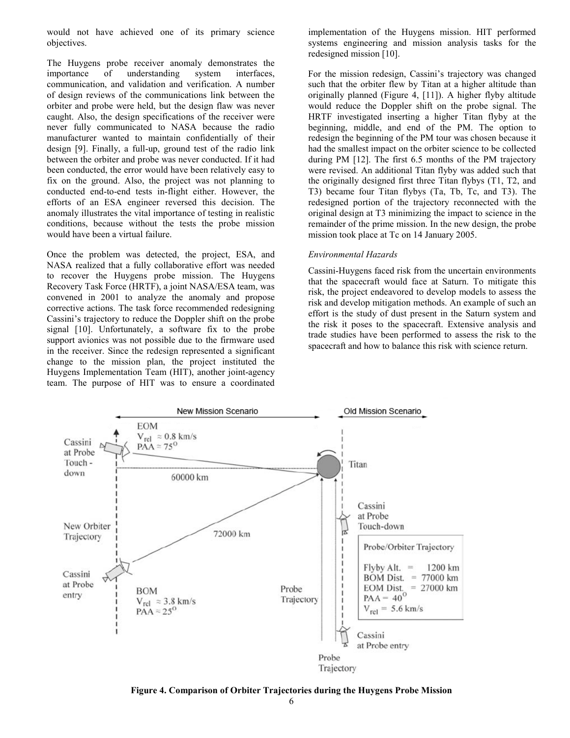would not have achieved one of its primary science objectives.

The Huygens probe receiver anomaly demonstrates the importance of understanding system interfaces, communication, and validation and verification. A number of design reviews of the communications link between the orbiter and probe were held, but the design flaw was never caught. Also, the design specifications of the receiver were never fully communicated to NASA because the radio manufacturer wanted to maintain confidentially of their design [9]. Finally, a full-up, ground test of the radio link between the orbiter and probe was never conducted. If it had been conducted, the error would have been relatively easy to fix on the ground. Also, the project was not planning to conducted end-to-end tests in-flight either. However, the efforts of an ESA engineer reversed this decision. The anomaly illustrates the vital importance of testing in realistic conditions, because without the tests the probe mission would have been a virtual failure.

Once the problem was detected, the project, ESA, and NASA realized that a fully collaborative effort was needed to recover the Huygens probe mission. The Huygens Recovery Task Force (HRTF), a joint NASA/ESA team, was convened in 2001 to analyze the anomaly and propose corrective actions. The task force recommended redesigning Cassini's trajectory to reduce the Doppler shift on the probe signal [10]. Unfortunately, a software fix to the probe support avionics was not possible due to the firmware used in the receiver. Since the redesign represented a significant change to the mission plan, the project instituted the Huygens Implementation Team (HIT), another joint-agency team. The purpose of HIT was to ensure a coordinated implementation of the Huygens mission. HIT performed systems engineering and mission analysis tasks for the redesigned mission [10].

For the mission redesign, Cassini's trajectory was changed such that the orbiter flew by Titan at a higher altitude than originally planned (Figure 4, [11]). A higher flyby altitude would reduce the Doppler shift on the probe signal. The HRTF investigated inserting a higher Titan flyby at the beginning, middle, and end of the PM. The option to redesign the beginning of the PM tour was chosen because it had the smallest impact on the orbiter science to be collected during PM [12]. The first 6.5 months of the PM trajectory were revised. An additional Titan flyby was added such that the originally designed first three Titan flybys (T1, T2, and T3) became four Titan flybys (Ta, Tb, Tc, and T3). The redesigned portion of the trajectory reconnected with the original design at T3 minimizing the impact to science in the remainder of the prime mission. In the new design, the probe mission took place at Tc on 14 January 2005.

*Environmental Hazards*

Cassini-Huygens faced risk from the uncertain environments that the spacecraft would face at Saturn. To mitigate this risk, the project endeavored to develop models to assess the risk and develop mitigation methods. An example of such an effort is the study of dust present in the Saturn system and the risk it poses to the spacecraft. Extensive analysis and trade studies have been performed to assess the risk to the spacecraft and how to balance this risk with science return.

**Figure 4. Comparison of Orbiter Trajectories during the Huygens Probe Mission**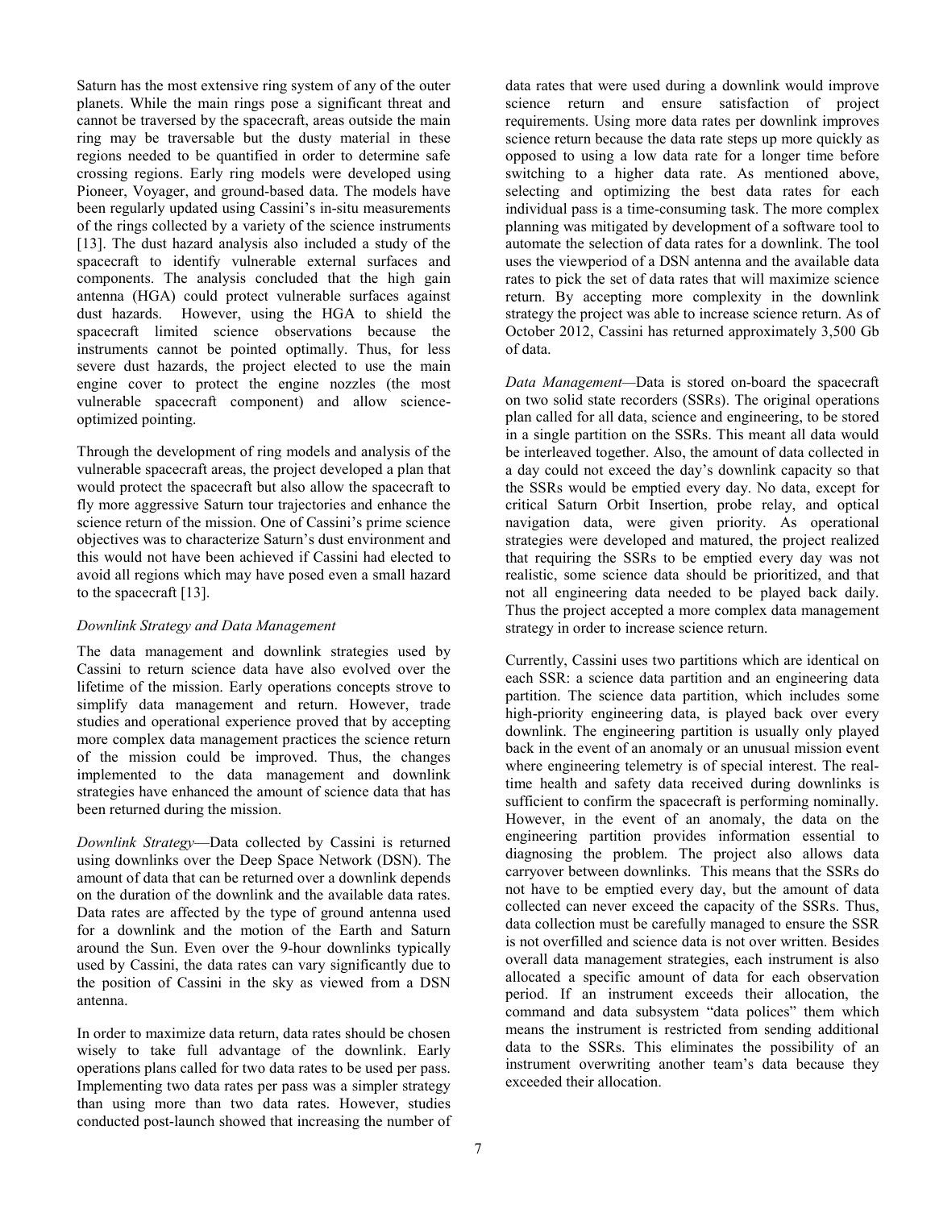Saturn has the most extensive ring system of any of the outer planets. While the main rings pose a significant threat and cannot be traversed by the spacecraft, areas outside the main ring may be traversable but the dusty material in these regions needed to be quantified in order to determine safe crossing regions. Early ring models were developed using Pioneer, Voyager, and ground-based data. The models have been regularly updated using Cassini's in-situ measurements of the rings collected by a variety of the science instruments [13]. The dust hazard analysis also included a study of the spacecraft to identify vulnerable external surfaces and components. The analysis concluded that the high gain antenna (HGA) could protect vulnerable surfaces against dust hazards. However, using the HGA to shield the spacecraft limited science observations because the instruments cannot be pointed optimally. Thus, for less severe dust hazards, the project elected to use the main engine cover to protect the engine nozzles (the most vulnerable spacecraft component) and allow science-optimized pointing.

Through the development of ring models and analysis of the vulnerable spacecraft areas, the project developed a plan that would protect the spacecraft but also allow the spacecraft to fly more aggressive Saturn tour trajectories and enhance the science return of the mission. One of Cassini's prime science objectives was to characterize Saturn's dust environment and this would not have been achieved if Cassini had elected to avoid all regions which may have posed even a small hazard to the spacecraft [13].

### *Downlink Strategy and Data Management*

The data management and downlink strategies used by Cassini to return science data have also evolved over the lifetime of the mission. Early operations concepts strove to simplify data management and return. However, trade studies and operational experience proved that by accepting more complex data management practices the science return of the mission could be improved. Thus, the changes implemented to the data management and downlink strategies have enhanced the amount of science data that has been returned during the mission.

*Downlink Strategy*—Data collected by Cassini is returned using downlinks over the Deep Space Network (DSN). The amount of data that can be returned over a downlink depends on the duration of the downlink and the available data rates. Data rates are affected by the type of ground antenna used for a downlink and the motion of the Earth and Saturn around the Sun. Even over the 9-hour downlinks typically used by Cassini, the data rates can vary significantly due to the position of Cassini in the sky as viewed from a DSN antenna.

In order to maximize data return, data rates should be chosen wisely to take full advantage of the downlink. Early operations plans called for two data rates to be used per pass. Implementing two data rates per pass was a simpler strategy than using more than two data rates. However, studies conducted post-launch showed that increasing the number of data rates that were used during a downlink would improve science return and ensure satisfaction of project requirements. Using more data rates per downlink improves science return because the data rate steps up more quickly as opposed to using a low data rate for a longer time before switching to a higher data rate. As mentioned above, selecting and optimizing the best data rates for each individual pass is a time-consuming task. The more complex planning was mitigated by development of a software tool to automate the selection of data rates for a downlink. The tool uses the viewperiod of a DSN antenna and the available data rates to pick the set of data rates that will maximize science return. By accepting more complexity in the downlink strategy the project was able to increase science return. As of October 2012, Cassini has returned approximately 3,500 Gb of data.

*Data Management*—Data is stored on-board the spacecraft on two solid state recorders (SSRs). The original operations plan called for all data, science and engineering, to be stored in a single partition on the SSRs. This meant all data would be interleaved together. Also, the amount of data collected in a day could not exceed the day's downlink capacity so that the SSRs would be emptied every day. No data, except for critical Saturn Orbit Insertion, probe relay, and optical navigation data, were given priority. As operational strategies were developed and matured, the project realized that requiring the SSRs to be emptied every day was not realistic, some science data should be prioritized, and that not all engineering data needed to be played back daily. Thus the project accepted a more complex data management strategy in order to increase science return.

Currently, Cassini uses two partitions which are identical on each SSR: a science data partition and an engineering data partition. The science data partition, which includes some high-priority engineering data, is played back over every downlink. The engineering partition is usually only played back in the event of an anomaly or an unusual mission event where engineering telemetry is of special interest. The real-time health and safety data received during downlinks is sufficient to confirm the spacecraft is performing nominally. However, in the event of an anomaly, the data on the engineering partition provides information essential to diagnosing the problem. The project also allows data carryover between downlinks. This means that the SSRs do not have to be emptied every day, but the amount of data collected can never exceed the capacity of the SSRs. Thus, data collection must be carefully managed to ensure the SSR is not overfilled and science data is not over written. Besides overall data management strategies, each instrument is also allocated a specific amount of data for each observation period. If an instrument exceeds their allocation, the command and data subsystem "data polices" them which means the instrument is restricted from sending additional data to the SSRs. This eliminates the possibility of an instrument overwriting another team's data because they exceeded their allocation.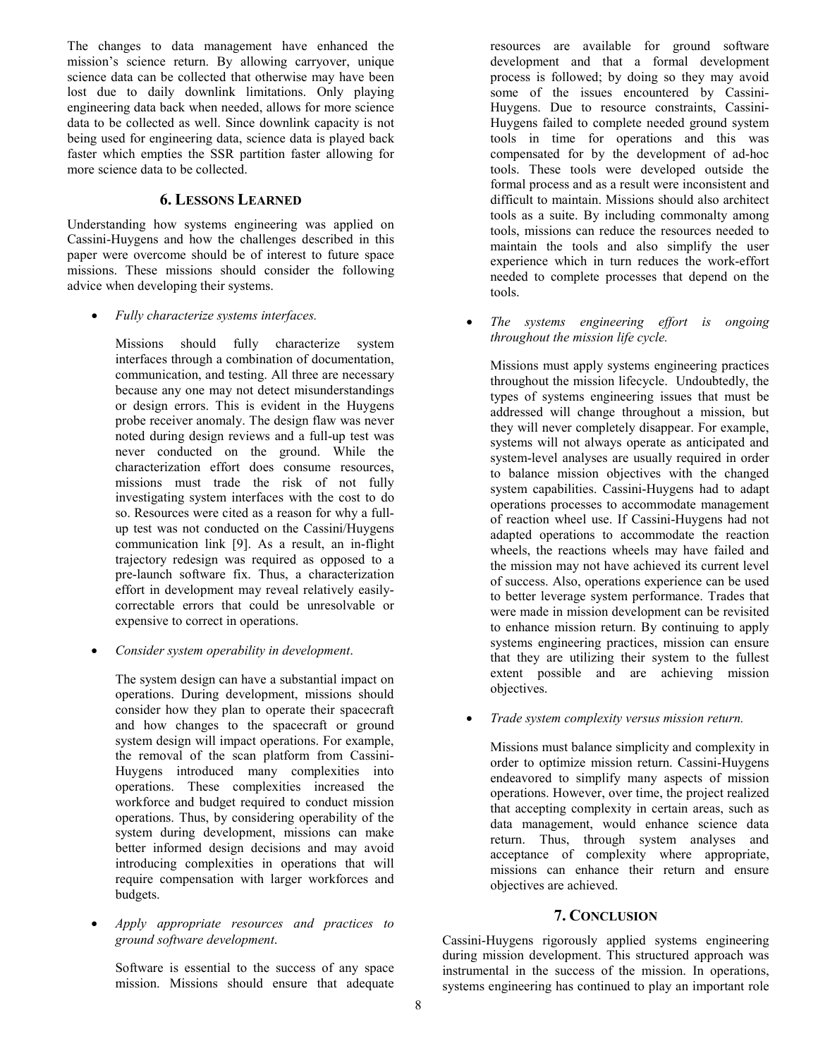The changes to data management have enhanced the mission's science return. By allowing carryover, unique science data can be collected that otherwise may have been lost due to daily downlink limitations. Only playing engineering data back when needed, allows for more science data to be collected as well. Since downlink capacity is not being used for engineering data, science data is played back faster which empties the SSR partition faster allowing for more science data to be collected.

## 6. Lessons Learned

Understanding how systems engineering was applied on Cassini-Huygens and how the challenges described in this paper were overcome should be of interest to future space missions. These missions should consider the following advice when developing their systems.

- *Fully characterize systems interfaces.*

  Missions should fully characterize system interfaces through a combination of documentation, communication, and testing. All three are necessary because any one may not detect misunderstandings or design errors. This is evident in the Huygens probe receiver anomaly. The design flaw was never noted during design reviews and a full-up test was never conducted on the ground. While the characterization effort does consume resources, missions must trade the risk of not fully investigating system interfaces with the cost to do so. Resources were cited as a reason for why a full-up test was not conducted on the Cassini/Huygens communication link [9]. As a result, an in-flight trajectory redesign was required as opposed to a pre-launch software fix. Thus, a characterization effort in development may reveal relatively easily-correctable errors that could be unresolvable or expensive to correct in operations.

- *Consider system operability in development*.

  The system design can have a substantial impact on operations. During development, missions should consider how they plan to operate their spacecraft and how changes to the spacecraft or ground system design will impact operations. For example, the removal of the scan platform from Cassini-Huygens introduced many complexities into operations. These complexities increased the workforce and budget required to conduct mission operations. Thus, by considering operability of the system during development, missions can make better informed design decisions and may avoid introducing complexities in operations that will require compensation with larger workforces and budgets.

- *Apply appropriate resources and practices to ground software development*.

  Software is essential to the success of any space mission. Missions should ensure that adequate resources are available for ground software development and that a formal development process is followed; by doing so they may avoid some of the issues encountered by Cassini-Huygens. Due to resource constraints, Cassini-Huygens failed to complete needed ground system tools in time for operations and this was compensated for by the development of ad-hoc tools. These tools were developed outside the formal process and as a result were inconsistent and difficult to maintain. Missions should also architect tools as a suite. By including commonalty among tools, missions can reduce the resources needed to maintain the tools and also simplify the user experience which in turn reduces the work-effort needed to complete processes that depend on the tools.

- *The systems engineering effort is ongoing throughout the mission life cycle.*

  Missions must apply systems engineering practices throughout the mission lifecycle. Undoubtedly, the types of systems engineering issues that must be addressed will change throughout a mission, but they will never completely disappear. For example, systems will not always operate as anticipated and system-level analyses are usually required in order to balance mission objectives with the changed system capabilities. Cassini-Huygens had to adapt operations processes to accommodate management of reaction wheel use. If Cassini-Huygens had not adapted operations to accommodate the reaction wheels, the reactions wheels may have failed and the mission may not have achieved its current level of success. Also, operations experience can be used to better leverage system performance. Trades that were made in mission development can be revisited to enhance mission return. By continuing to apply systems engineering practices, mission can ensure that they are utilizing their system to the fullest extent possible and are achieving mission objectives.

- *Trade system complexity versus mission return.*

  Missions must balance simplicity and complexity in order to optimize mission return. Cassini-Huygens endeavored to simplify many aspects of mission operations. However, over time, the project realized that accepting complexity in certain areas, such as data management, would enhance science data return. Thus, through system analyses and acceptance of complexity where appropriate, missions can enhance their return and ensure objectives are achieved.

## 7. Conclusion

Cassini-Huygens rigorously applied systems engineering during mission development. This structured approach was instrumental in the success of the mission. In operations, systems engineering has continued to play an important role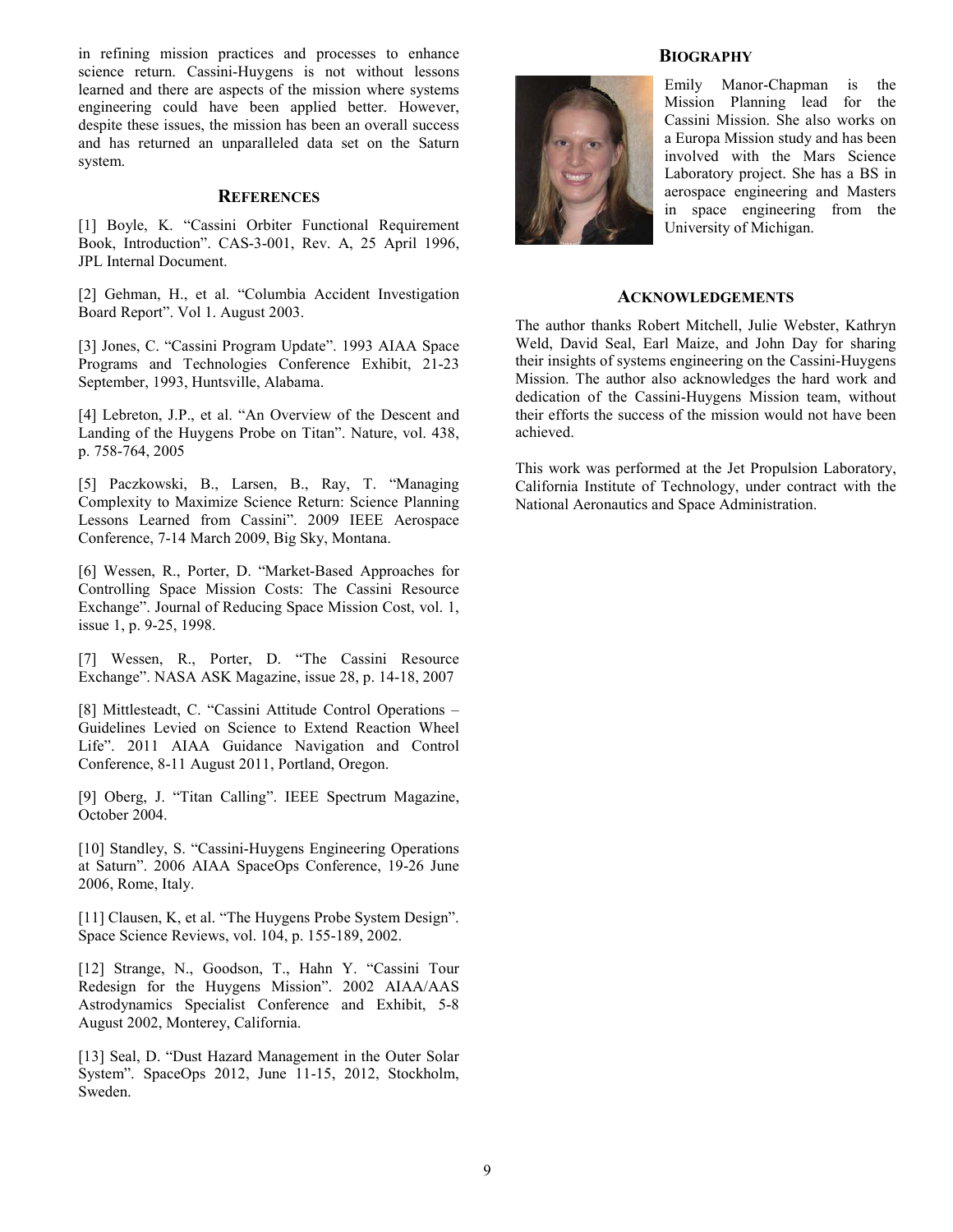in refining mission practices and processes to enhance science return. Cassini-Huygens is not without lessons learned and there are aspects of the mission where systems engineering could have been applied better. However, despite these issues, the mission has been an overall success and has returned an unparalleled data set on the Saturn system.

## REFERENCES

[1] Boyle, K. "Cassini Orbiter Functional Requirement Book, Introduction". CAS-3-001, Rev. A, 25 April 1996, JPL Internal Document.

[2] Gehman, H., et al. "Columbia Accident Investigation Board Report". Vol 1. August 2003.

[3] Jones, C. "Cassini Program Update". 1993 AIAA Space Programs and Technologies Conference Exhibit, 21-23 September, 1993, Huntsville, Alabama.

[4] Lebreton, J.P., et al. "An Overview of the Descent and Landing of the Huygens Probe on Titan". Nature, vol. 438, p. 758-764, 2005

[5] Paczkowski, B., Larsen, B., Ray, T. "Managing Complexity to Maximize Science Return: Science Planning Lessons Learned from Cassini". 2009 IEEE Aerospace Conference, 7-14 March 2009, Big Sky, Montana.

[6] Wessen, R., Porter, D. "Market-Based Approaches for Controlling Space Mission Costs: The Cassini Resource Exchange". Journal of Reducing Space Mission Cost, vol. 1, issue 1, p. 9-25, 1998.

[7] Wessen, R., Porter, D. "The Cassini Resource Exchange". NASA ASK Magazine, issue 28, p. 14-18, 2007

[8] Mittlesteadt, C. "Cassini Attitude Control Operations – Guidelines Levied on Science to Extend Reaction Wheel Life". 2011 AIAA Guidance Navigation and Control Conference, 8-11 August 2011, Portland, Oregon.

[9] Oberg, J. "Titan Calling". IEEE Spectrum Magazine, October 2004.

[10] Standley, S. "Cassini-Huygens Engineering Operations at Saturn". 2006 AIAA SpaceOps Conference, 19-26 June 2006, Rome, Italy.

[11] Clausen, K, et al. "The Huygens Probe System Design". Space Science Reviews, vol. 104, p. 155-189, 2002.

[12] Strange, N., Goodson, T., Hahn Y. "Cassini Tour Redesign for the Huygens Mission". 2002 AIAA/AAS Astrodynamics Specialist Conference and Exhibit, 5-8 August 2002, Monterey, California.

[13] Seal, D. "Dust Hazard Management in the Outer Solar System". SpaceOps 2012, June 11-15, 2012, Stockholm, Sweden.

## BIOGRAPHY

Emily Manor-Chapman is the Mission Planning lead for the Cassini Mission. She also works on a Europa Mission study and has been involved with the Mars Science Laboratory project. She has a BS in aerospace engineering and Masters in space engineering from the University of Michigan.

## ACKNOWLEDGEMENTS

The author thanks Robert Mitchell, Julie Webster, Kathryn Weld, David Seal, Earl Maize, and John Day for sharing their insights of systems engineering on the Cassini-Huygens Mission. The author also acknowledges the hard work and dedication of the Cassini-Huygens Mission team, without their efforts the success of the mission would not have been achieved.

This work was performed at the Jet Propulsion Laboratory, California Institute of Technology, under contract with the National Aeronautics and Space Administration.